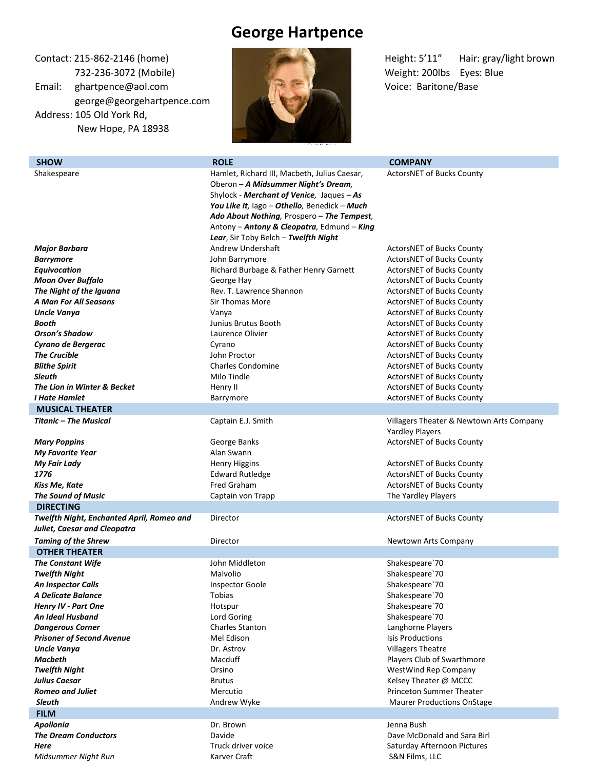# George Hartpence

Contact: 215-862-2146 (home)
732-236-3072 (Mobile)
Email: ghartpence@aol.com
george@georgehartpence.com
Address: 105 Old York Rd,
New Hope, PA 18938

Height: 5'11" Hair: gray/light brown
Weight: 200lbs Eyes: Blue
Voice: Baritone/Base

| SHOW | ROLE | COMPANY |
|---|---|---|
| Shakespeare | Hamlet, Richard III, Macbeth, Julius Caesar, Oberon – ***A Midsummer Night's Dream***, Shylock - ***Merchant of Venice***, Jaques – ***As You Like It***, Iago – ***Othello***, Benedick – ***Much Ado About Nothing***, Prospero – ***The Tempest***, Antony – ***Antony & Cleopatra***, Edmund – ***King Lear***, Sir Toby Belch – ***Twelfth Night*** | ActorsNET of Bucks County |
| ***Major Barbara*** | Andrew Undershaft | ActorsNET of Bucks County |
| ***Barrymore*** | John Barrymore | ActorsNET of Bucks County |
| ***Equivocation*** | Richard Burbage & Father Henry Garnett | ActorsNET of Bucks County |
| ***Moon Over Buffalo*** | George Hay | ActorsNET of Bucks County |
| ***The Night of the Iguana*** | Rev. T. Lawrence Shannon | ActorsNET of Bucks County |
| ***A Man For All Seasons*** | Sir Thomas More | ActorsNET of Bucks County |
| ***Uncle Vanya*** | Vanya | ActorsNET of Bucks County |
| ***Booth*** | Junius Brutus Booth | ActorsNET of Bucks County |
| ***Orson's Shadow*** | Laurence Olivier | ActorsNET of Bucks County |
| ***Cyrano de Bergerac*** | Cyrano | ActorsNET of Bucks County |
| ***The Crucible*** | John Proctor | ActorsNET of Bucks County |
| ***Blithe Spirit*** | Charles Condomine | ActorsNET of Bucks County |
| ***Sleuth*** | Milo Tindle | ActorsNET of Bucks County |
| ***The Lion in Winter & Becket*** | Henry II | ActorsNET of Bucks County |
| ***I Hate Hamlet*** | Barrymore | ActorsNET of Bucks County |
| **MUSICAL THEATER** | | |
| ***Titanic – The Musical*** | Captain E.J. Smith | Villagers Theater & Newtown Arts Company Yardley Players |
| ***Mary Poppins*** | George Banks | ActorsNET of Bucks County |
| ***My Favorite Year*** | Alan Swann | |
| ***My Fair Lady*** | Henry Higgins | ActorsNET of Bucks County |
| ***1776*** | Edward Rutledge | ActorsNET of Bucks County |
| ***Kiss Me, Kate*** | Fred Graham | ActorsNET of Bucks County |
| ***The Sound of Music*** | Captain von Trapp | The Yardley Players |
| **DIRECTING** | | |
| ***Twelfth Night, Enchanted April, Romeo and Juliet, Caesar and Cleopatra*** | Director | ActorsNET of Bucks County |
| ***Taming of the Shrew*** | Director | Newtown Arts Company |
| **OTHER THEATER** | | |
| ***The Constant Wife*** | John Middleton | Shakespeare`70 |
| ***Twelfth Night*** | Malvolio | Shakespeare`70 |
| ***An Inspector Calls*** | Inspector Goole | Shakespeare`70 |
| ***A Delicate Balance*** | Tobias | Shakespeare`70 |
| ***Henry IV - Part One*** | Hotspur | Shakespeare`70 |
| ***An Ideal Husband*** | Lord Goring | Shakespeare`70 |
| ***Dangerous Corner*** | Charles Stanton | Langhorne Players |
| ***Prisoner of Second Avenue*** | Mel Edison | Isis Productions |
| ***Uncle Vanya*** | Dr. Astrov | Villagers Theatre |
| ***Macbeth*** | Macduff | Players Club of Swarthmore |
| ***Twelfth Night*** | Orsino | WestWind Rep Company |
| ***Julius Caesar*** | Brutus | Kelsey Theater @ MCCC |
| ***Romeo and Juliet*** | Mercutio | Princeton Summer Theater |
| ***Sleuth*** | Andrew Wyke | Maurer Productions OnStage |
| **FILM** | | |
| ***Apollonia*** | Dr. Brown | Jenna Bush |
| ***The Dream Conductors*** | Davide | Dave McDonald and Sara Birl |
| ***Here*** | Truck driver voice | Saturday Afternoon Pictures |
| *Midsummer Night Run* | Karver Craft | S&N Films, LLC |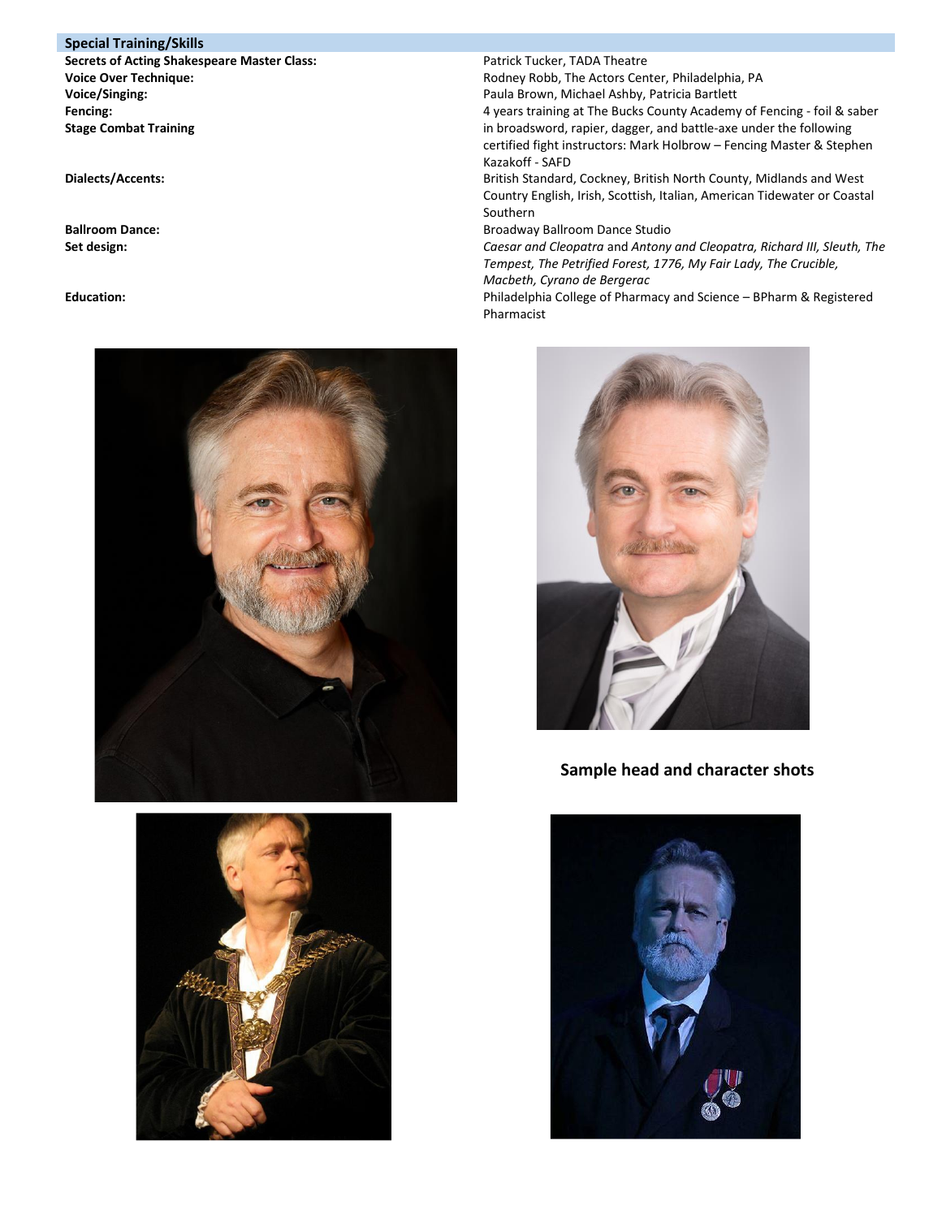## Special Training/Skills

| | |
|---|---|
| **Secrets of Acting Shakespeare Master Class:** | Patrick Tucker, TADA Theatre |
| **Voice Over Technique:** | Rodney Robb, The Actors Center, Philadelphia, PA |
| **Voice/Singing:** | Paula Brown, Michael Ashby, Patricia Bartlett |
| **Fencing:** | 4 years training at The Bucks County Academy of Fencing - foil & saber |
| **Stage Combat Training** | in broadsword, rapier, dagger, and battle-axe under the following certified fight instructors: Mark Holbrow – Fencing Master & Stephen Kazakoff - SAFD |
| **Dialects/Accents:** | British Standard, Cockney, British North County, Midlands and West Country English, Irish, Scottish, Italian, American Tidewater or Coastal Southern |
| **Ballroom Dance:** | Broadway Ballroom Dance Studio |
| **Set design:** | *Caesar and Cleopatra* and *Antony and Cleopatra, Richard III, Sleuth, The Tempest, The Petrified Forest, 1776, My Fair Lady, The Crucible, Macbeth, Cyrano de Bergerac* |
| **Education:** | Philadelphia College of Pharmacy and Science – BPharm & Registered Pharmacist |

**Sample head and character shots**